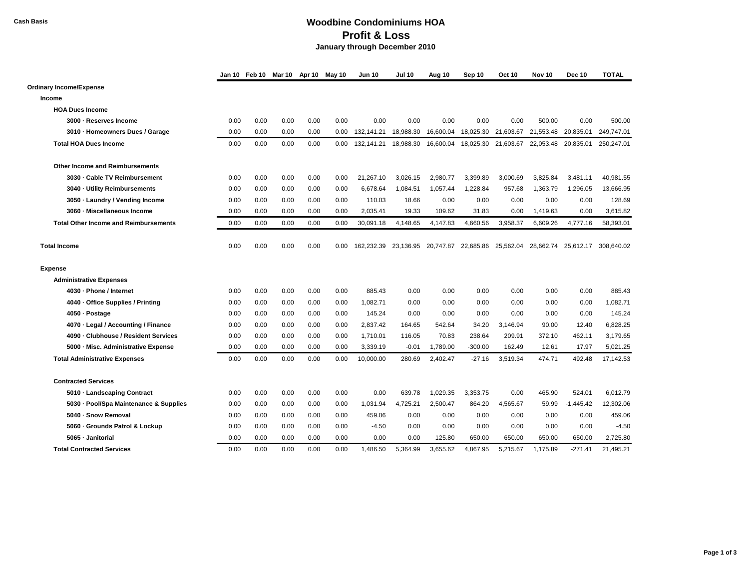Cash Basis

# Woodbine Condominiums HOA
## Profit & Loss
### January through December 2010

| | Jan 10 | Feb 10 | Mar 10 | Apr 10 | May 10 | Jun 10 | Jul 10 | Aug 10 | Sep 10 | Oct 10 | Nov 10 | Dec 10 | TOTAL |
|---|---|---|---|---|---|---|---|---|---|---|---|---|---|
| **Ordinary Income/Expense** | | | | | | | | | | | | | |
| **Income** | | | | | | | | | | | | | |
| **HOA Dues Income** | | | | | | | | | | | | | |
| **3000 · Reserves Income** | 0.00 | 0.00 | 0.00 | 0.00 | 0.00 | 0.00 | 0.00 | 0.00 | 0.00 | 0.00 | 500.00 | 0.00 | 500.00 |
| **3010 · Homeowners Dues / Garage** | 0.00 | 0.00 | 0.00 | 0.00 | 0.00 | 132,141.21 | 18,988.30 | 16,600.04 | 18,025.30 | 21,603.67 | 21,553.48 | 20,835.01 | 249,747.01 |
| **Total HOA Dues Income** | 0.00 | 0.00 | 0.00 | 0.00 | 0.00 | 132,141.21 | 18,988.30 | 16,600.04 | 18,025.30 | 21,603.67 | 22,053.48 | 20,835.01 | 250,247.01 |
| **Other Income and Reimbursements** | | | | | | | | | | | | | |
| **3030 · Cable TV Reimbursement** | 0.00 | 0.00 | 0.00 | 0.00 | 0.00 | 21,267.10 | 3,026.15 | 2,980.77 | 3,399.89 | 3,000.69 | 3,825.84 | 3,481.11 | 40,981.55 |
| **3040 · Utility Reimbursements** | 0.00 | 0.00 | 0.00 | 0.00 | 0.00 | 6,678.64 | 1,084.51 | 1,057.44 | 1,228.84 | 957.68 | 1,363.79 | 1,296.05 | 13,666.95 |
| **3050 · Laundry / Vending Income** | 0.00 | 0.00 | 0.00 | 0.00 | 0.00 | 110.03 | 18.66 | 0.00 | 0.00 | 0.00 | 0.00 | 0.00 | 128.69 |
| **3060 · Miscellaneous Income** | 0.00 | 0.00 | 0.00 | 0.00 | 0.00 | 2,035.41 | 19.33 | 109.62 | 31.83 | 0.00 | 1,419.63 | 0.00 | 3,615.82 |
| **Total Other Income and Reimbursements** | 0.00 | 0.00 | 0.00 | 0.00 | 0.00 | 30,091.18 | 4,148.65 | 4,147.83 | 4,660.56 | 3,958.37 | 6,609.26 | 4,777.16 | 58,393.01 |
| **Total Income** | 0.00 | 0.00 | 0.00 | 0.00 | 0.00 | 162,232.39 | 23,136.95 | 20,747.87 | 22,685.86 | 25,562.04 | 28,662.74 | 25,612.17 | 308,640.02 |
| **Expense** | | | | | | | | | | | | | |
| **Administrative Expenses** | | | | | | | | | | | | | |
| **4030 · Phone / Internet** | 0.00 | 0.00 | 0.00 | 0.00 | 0.00 | 885.43 | 0.00 | 0.00 | 0.00 | 0.00 | 0.00 | 0.00 | 885.43 |
| **4040 · Office Supplies / Printing** | 0.00 | 0.00 | 0.00 | 0.00 | 0.00 | 1,082.71 | 0.00 | 0.00 | 0.00 | 0.00 | 0.00 | 0.00 | 1,082.71 |
| **4050 · Postage** | 0.00 | 0.00 | 0.00 | 0.00 | 0.00 | 145.24 | 0.00 | 0.00 | 0.00 | 0.00 | 0.00 | 0.00 | 145.24 |
| **4070 · Legal / Accounting / Finance** | 0.00 | 0.00 | 0.00 | 0.00 | 0.00 | 2,837.42 | 164.65 | 542.64 | 34.20 | 3,146.94 | 90.00 | 12.40 | 6,828.25 |
| **4090 · Clubhouse / Resident Services** | 0.00 | 0.00 | 0.00 | 0.00 | 0.00 | 1,710.01 | 116.05 | 70.83 | 238.64 | 209.91 | 372.10 | 462.11 | 3,179.65 |
| **5000 · Misc. Administrative Expense** | 0.00 | 0.00 | 0.00 | 0.00 | 0.00 | 3,339.19 | -0.01 | 1,789.00 | -300.00 | 162.49 | 12.61 | 17.97 | 5,021.25 |
| **Total Administrative Expenses** | 0.00 | 0.00 | 0.00 | 0.00 | 0.00 | 10,000.00 | 280.69 | 2,402.47 | -27.16 | 3,519.34 | 474.71 | 492.48 | 17,142.53 |
| **Contracted Services** | | | | | | | | | | | | | |
| **5010 · Landscaping Contract** | 0.00 | 0.00 | 0.00 | 0.00 | 0.00 | 0.00 | 639.78 | 1,029.35 | 3,353.75 | 0.00 | 465.90 | 524.01 | 6,012.79 |
| **5030 · Pool/Spa Maintenance & Supplies** | 0.00 | 0.00 | 0.00 | 0.00 | 0.00 | 1,031.94 | 4,725.21 | 2,500.47 | 864.20 | 4,565.67 | 59.99 | -1,445.42 | 12,302.06 |
| **5040 · Snow Removal** | 0.00 | 0.00 | 0.00 | 0.00 | 0.00 | 459.06 | 0.00 | 0.00 | 0.00 | 0.00 | 0.00 | 0.00 | 459.06 |
| **5060 · Grounds Patrol & Lockup** | 0.00 | 0.00 | 0.00 | 0.00 | 0.00 | -4.50 | 0.00 | 0.00 | 0.00 | 0.00 | 0.00 | 0.00 | -4.50 |
| **5065 · Janitorial** | 0.00 | 0.00 | 0.00 | 0.00 | 0.00 | 0.00 | 0.00 | 125.80 | 650.00 | 650.00 | 650.00 | 650.00 | 2,725.80 |
| **Total Contracted Services** | 0.00 | 0.00 | 0.00 | 0.00 | 0.00 | 1,486.50 | 5,364.99 | 3,655.62 | 4,867.95 | 5,215.67 | 1,175.89 | -271.41 | 21,495.21 |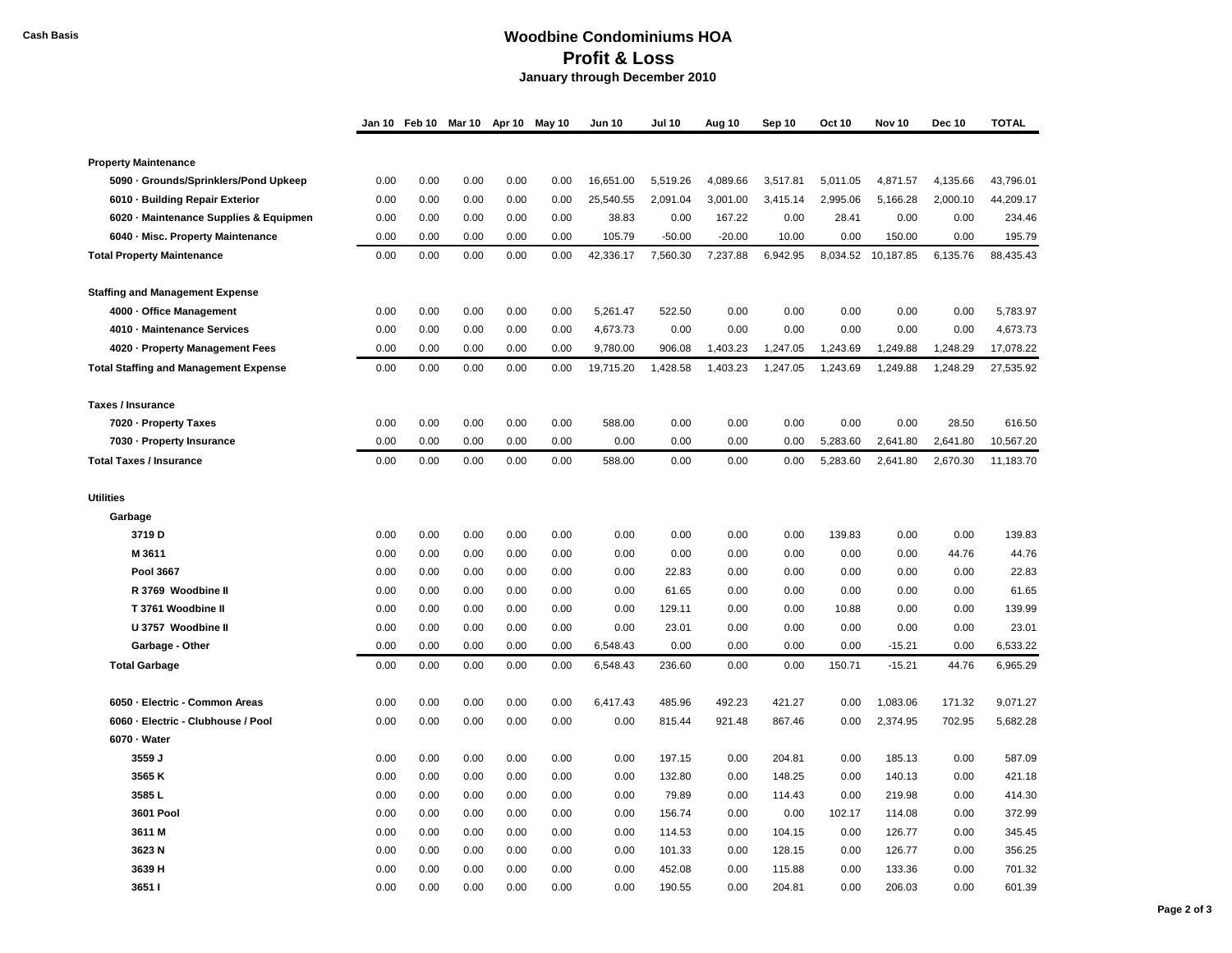Cash Basis

# Woodbine Condominiums HOA
## Profit & Loss
### January through December 2010

| | Jan 10 | Feb 10 | Mar 10 | Apr 10 | May 10 | Jun 10 | Jul 10 | Aug 10 | Sep 10 | Oct 10 | Nov 10 | Dec 10 | TOTAL |
|---|---|---|---|---|---|---|---|---|---|---|---|---|---|
| **Property Maintenance** | | | | | | | | | | | | | |
| **5090 · Grounds/Sprinklers/Pond Upkeep** | 0.00 | 0.00 | 0.00 | 0.00 | 0.00 | 16,651.00 | 5,519.26 | 4,089.66 | 3,517.81 | 5,011.05 | 4,871.57 | 4,135.66 | 43,796.01 |
| **6010 · Building Repair Exterior** | 0.00 | 0.00 | 0.00 | 0.00 | 0.00 | 25,540.55 | 2,091.04 | 3,001.00 | 3,415.14 | 2,995.06 | 5,166.28 | 2,000.10 | 44,209.17 |
| **6020 · Maintenance Supplies & Equipmen** | 0.00 | 0.00 | 0.00 | 0.00 | 0.00 | 38.83 | 0.00 | 167.22 | 0.00 | 28.41 | 0.00 | 0.00 | 234.46 |
| **6040 · Misc. Property Maintenance** | 0.00 | 0.00 | 0.00 | 0.00 | 0.00 | 105.79 | -50.00 | -20.00 | 10.00 | 0.00 | 150.00 | 0.00 | 195.79 |
| **Total Property Maintenance** | 0.00 | 0.00 | 0.00 | 0.00 | 0.00 | 42,336.17 | 7,560.30 | 7,237.88 | 6,942.95 | 8,034.52 | 10,187.85 | 6,135.76 | 88,435.43 |
| **Staffing and Management Expense** | | | | | | | | | | | | | |
| **4000 · Office Management** | 0.00 | 0.00 | 0.00 | 0.00 | 0.00 | 5,261.47 | 522.50 | 0.00 | 0.00 | 0.00 | 0.00 | 0.00 | 5,783.97 |
| **4010 · Maintenance Services** | 0.00 | 0.00 | 0.00 | 0.00 | 0.00 | 4,673.73 | 0.00 | 0.00 | 0.00 | 0.00 | 0.00 | 0.00 | 4,673.73 |
| **4020 · Property Management Fees** | 0.00 | 0.00 | 0.00 | 0.00 | 0.00 | 9,780.00 | 906.08 | 1,403.23 | 1,247.05 | 1,243.69 | 1,249.88 | 1,248.29 | 17,078.22 |
| **Total Staffing and Management Expense** | 0.00 | 0.00 | 0.00 | 0.00 | 0.00 | 19,715.20 | 1,428.58 | 1,403.23 | 1,247.05 | 1,243.69 | 1,249.88 | 1,248.29 | 27,535.92 |
| **Taxes / Insurance** | | | | | | | | | | | | | |
| **7020 · Property Taxes** | 0.00 | 0.00 | 0.00 | 0.00 | 0.00 | 588.00 | 0.00 | 0.00 | 0.00 | 0.00 | 0.00 | 28.50 | 616.50 |
| **7030 · Property Insurance** | 0.00 | 0.00 | 0.00 | 0.00 | 0.00 | 0.00 | 0.00 | 0.00 | 0.00 | 5,283.60 | 2,641.80 | 2,641.80 | 10,567.20 |
| **Total Taxes / Insurance** | 0.00 | 0.00 | 0.00 | 0.00 | 0.00 | 588.00 | 0.00 | 0.00 | 0.00 | 5,283.60 | 2,641.80 | 2,670.30 | 11,183.70 |
| **Utilities** | | | | | | | | | | | | | |
| **Garbage** | | | | | | | | | | | | | |
| **3719 D** | 0.00 | 0.00 | 0.00 | 0.00 | 0.00 | 0.00 | 0.00 | 0.00 | 0.00 | 139.83 | 0.00 | 0.00 | 139.83 |
| **M 3611** | 0.00 | 0.00 | 0.00 | 0.00 | 0.00 | 0.00 | 0.00 | 0.00 | 0.00 | 0.00 | 0.00 | 44.76 | 44.76 |
| **Pool 3667** | 0.00 | 0.00 | 0.00 | 0.00 | 0.00 | 0.00 | 22.83 | 0.00 | 0.00 | 0.00 | 0.00 | 0.00 | 22.83 |
| **R 3769 Woodbine II** | 0.00 | 0.00 | 0.00 | 0.00 | 0.00 | 0.00 | 61.65 | 0.00 | 0.00 | 0.00 | 0.00 | 0.00 | 61.65 |
| **T 3761 Woodbine II** | 0.00 | 0.00 | 0.00 | 0.00 | 0.00 | 0.00 | 129.11 | 0.00 | 0.00 | 10.88 | 0.00 | 0.00 | 139.99 |
| **U 3757 Woodbine II** | 0.00 | 0.00 | 0.00 | 0.00 | 0.00 | 0.00 | 23.01 | 0.00 | 0.00 | 0.00 | 0.00 | 0.00 | 23.01 |
| **Garbage - Other** | 0.00 | 0.00 | 0.00 | 0.00 | 0.00 | 6,548.43 | 0.00 | 0.00 | 0.00 | 0.00 | -15.21 | 0.00 | 6,533.22 |
| **Total Garbage** | 0.00 | 0.00 | 0.00 | 0.00 | 0.00 | 6,548.43 | 236.60 | 0.00 | 0.00 | 150.71 | -15.21 | 44.76 | 6,965.29 |
| **6050 · Electric - Common Areas** | 0.00 | 0.00 | 0.00 | 0.00 | 0.00 | 6,417.43 | 485.96 | 492.23 | 421.27 | 0.00 | 1,083.06 | 171.32 | 9,071.27 |
| **6060 · Electric - Clubhouse / Pool** | 0.00 | 0.00 | 0.00 | 0.00 | 0.00 | 0.00 | 815.44 | 921.48 | 867.46 | 0.00 | 2,374.95 | 702.95 | 5,682.28 |
| **6070 · Water** | | | | | | | | | | | | | |
| **3559 J** | 0.00 | 0.00 | 0.00 | 0.00 | 0.00 | 0.00 | 197.15 | 0.00 | 204.81 | 0.00 | 185.13 | 0.00 | 587.09 |
| **3565 K** | 0.00 | 0.00 | 0.00 | 0.00 | 0.00 | 0.00 | 132.80 | 0.00 | 148.25 | 0.00 | 140.13 | 0.00 | 421.18 |
| **3585 L** | 0.00 | 0.00 | 0.00 | 0.00 | 0.00 | 0.00 | 79.89 | 0.00 | 114.43 | 0.00 | 219.98 | 0.00 | 414.30 |
| **3601 Pool** | 0.00 | 0.00 | 0.00 | 0.00 | 0.00 | 0.00 | 156.74 | 0.00 | 0.00 | 102.17 | 114.08 | 0.00 | 372.99 |
| **3611 M** | 0.00 | 0.00 | 0.00 | 0.00 | 0.00 | 0.00 | 114.53 | 0.00 | 104.15 | 0.00 | 126.77 | 0.00 | 345.45 |
| **3623 N** | 0.00 | 0.00 | 0.00 | 0.00 | 0.00 | 0.00 | 101.33 | 0.00 | 128.15 | 0.00 | 126.77 | 0.00 | 356.25 |
| **3639 H** | 0.00 | 0.00 | 0.00 | 0.00 | 0.00 | 0.00 | 452.08 | 0.00 | 115.88 | 0.00 | 133.36 | 0.00 | 701.32 |
| **3651 I** | 0.00 | 0.00 | 0.00 | 0.00 | 0.00 | 0.00 | 190.55 | 0.00 | 204.81 | 0.00 | 206.03 | 0.00 | 601.39 |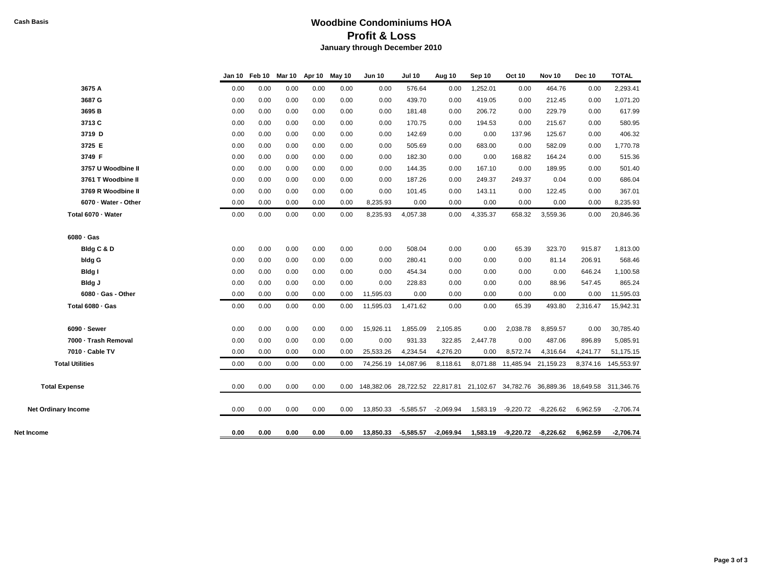**Cash Basis**

# Woodbine Condominiums HOA
## Profit & Loss
### January through December 2010

| | Jan 10 | Feb 10 | Mar 10 | Apr 10 | May 10 | Jun 10 | Jul 10 | Aug 10 | Sep 10 | Oct 10 | Nov 10 | Dec 10 | TOTAL |
|---|---|---|---|---|---|---|---|---|---|---|---|---|---|
| 3675 A | 0.00 | 0.00 | 0.00 | 0.00 | 0.00 | 0.00 | 576.64 | 0.00 | 1,252.01 | 0.00 | 464.76 | 0.00 | 2,293.41 |
| 3687 G | 0.00 | 0.00 | 0.00 | 0.00 | 0.00 | 0.00 | 439.70 | 0.00 | 419.05 | 0.00 | 212.45 | 0.00 | 1,071.20 |
| 3695 B | 0.00 | 0.00 | 0.00 | 0.00 | 0.00 | 0.00 | 181.48 | 0.00 | 206.72 | 0.00 | 229.79 | 0.00 | 617.99 |
| 3713 C | 0.00 | 0.00 | 0.00 | 0.00 | 0.00 | 0.00 | 170.75 | 0.00 | 194.53 | 0.00 | 215.67 | 0.00 | 580.95 |
| 3719 D | 0.00 | 0.00 | 0.00 | 0.00 | 0.00 | 0.00 | 142.69 | 0.00 | 0.00 | 137.96 | 125.67 | 0.00 | 406.32 |
| 3725 E | 0.00 | 0.00 | 0.00 | 0.00 | 0.00 | 0.00 | 505.69 | 0.00 | 683.00 | 0.00 | 582.09 | 0.00 | 1,770.78 |
| 3749 F | 0.00 | 0.00 | 0.00 | 0.00 | 0.00 | 0.00 | 182.30 | 0.00 | 0.00 | 168.82 | 164.24 | 0.00 | 515.36 |
| 3757 U Woodbine II | 0.00 | 0.00 | 0.00 | 0.00 | 0.00 | 0.00 | 144.35 | 0.00 | 167.10 | 0.00 | 189.95 | 0.00 | 501.40 |
| 3761 T Woodbine II | 0.00 | 0.00 | 0.00 | 0.00 | 0.00 | 0.00 | 187.26 | 0.00 | 249.37 | 249.37 | 0.04 | 0.00 | 686.04 |
| 3769 R Woodbine II | 0.00 | 0.00 | 0.00 | 0.00 | 0.00 | 0.00 | 101.45 | 0.00 | 143.11 | 0.00 | 122.45 | 0.00 | 367.01 |
| 6070 · Water - Other | 0.00 | 0.00 | 0.00 | 0.00 | 0.00 | 8,235.93 | 0.00 | 0.00 | 0.00 | 0.00 | 0.00 | 0.00 | 8,235.93 |
| **Total 6070 · Water** | 0.00 | 0.00 | 0.00 | 0.00 | 0.00 | 8,235.93 | 4,057.38 | 0.00 | 4,335.37 | 658.32 | 3,559.36 | 0.00 | 20,846.36 |
| **6080 · Gas** | | | | | | | | | | | | | |
| Bldg C & D | 0.00 | 0.00 | 0.00 | 0.00 | 0.00 | 0.00 | 508.04 | 0.00 | 0.00 | 65.39 | 323.70 | 915.87 | 1,813.00 |
| bldg G | 0.00 | 0.00 | 0.00 | 0.00 | 0.00 | 0.00 | 280.41 | 0.00 | 0.00 | 0.00 | 81.14 | 206.91 | 568.46 |
| Bldg I | 0.00 | 0.00 | 0.00 | 0.00 | 0.00 | 0.00 | 454.34 | 0.00 | 0.00 | 0.00 | 0.00 | 646.24 | 1,100.58 |
| Bldg J | 0.00 | 0.00 | 0.00 | 0.00 | 0.00 | 0.00 | 228.83 | 0.00 | 0.00 | 0.00 | 88.96 | 547.45 | 865.24 |
| 6080 · Gas - Other | 0.00 | 0.00 | 0.00 | 0.00 | 0.00 | 11,595.03 | 0.00 | 0.00 | 0.00 | 0.00 | 0.00 | 0.00 | 11,595.03 |
| **Total 6080 · Gas** | 0.00 | 0.00 | 0.00 | 0.00 | 0.00 | 11,595.03 | 1,471.62 | 0.00 | 0.00 | 65.39 | 493.80 | 2,316.47 | 15,942.31 |
| **6090 · Sewer** | 0.00 | 0.00 | 0.00 | 0.00 | 0.00 | 15,926.11 | 1,855.09 | 2,105.85 | 0.00 | 2,038.78 | 8,859.57 | 0.00 | 30,785.40 |
| **7000 · Trash Removal** | 0.00 | 0.00 | 0.00 | 0.00 | 0.00 | 0.00 | 931.33 | 322.85 | 2,447.78 | 0.00 | 487.06 | 896.89 | 5,085.91 |
| **7010 · Cable TV** | 0.00 | 0.00 | 0.00 | 0.00 | 0.00 | 25,533.26 | 4,234.54 | 4,276.20 | 0.00 | 8,572.74 | 4,316.64 | 4,241.77 | 51,175.15 |
| **Total Utilities** | 0.00 | 0.00 | 0.00 | 0.00 | 0.00 | 74,256.19 | 14,087.96 | 8,118.61 | 8,071.88 | 11,485.94 | 21,159.23 | 8,374.16 | 145,553.97 |
| **Total Expense** | 0.00 | 0.00 | 0.00 | 0.00 | 0.00 | 148,382.06 | 28,722.52 | 22,817.81 | 21,102.67 | 34,782.76 | 36,889.36 | 18,649.58 | 311,346.76 |
| **Net Ordinary Income** | 0.00 | 0.00 | 0.00 | 0.00 | 0.00 | 13,850.33 | -5,585.57 | -2,069.94 | 1,583.19 | -9,220.72 | -8,226.62 | 6,962.59 | -2,706.74 |
| **Net Income** | **0.00** | **0.00** | **0.00** | **0.00** | **0.00** | **13,850.33** | **-5,585.57** | **-2,069.94** | **1,583.19** | **-9,220.72** | **-8,226.62** | **6,962.59** | **-2,706.74** |